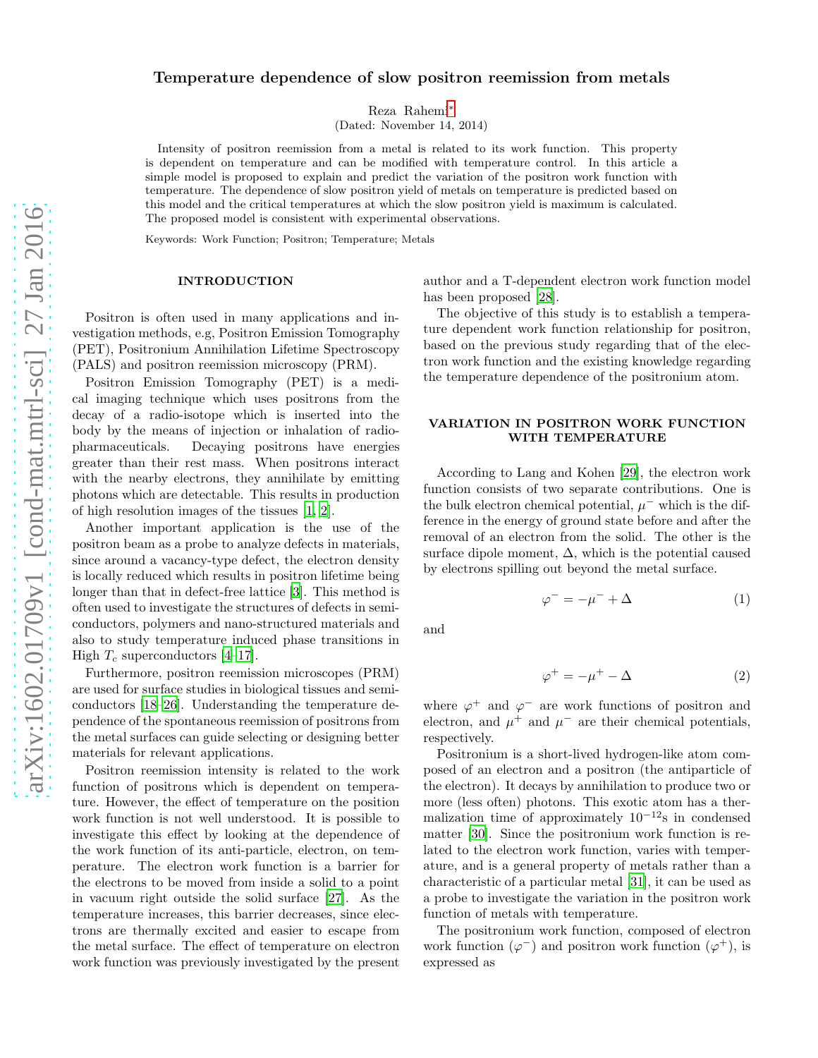# Temperature dependence of slow positron reemission from metals

Reza Rahemi*

(Dated: November 14, 2014)

Intensity of positron reemission from a metal is related to its work function. This property is dependent on temperature and can be modified with temperature control. In this article a simple model is proposed to explain and predict the variation of the positron work function with temperature. The dependence of slow positron yield of metals on temperature is predicted based on this model and the critical temperatures at which the slow positron yield is maximum is calculated. The proposed model is consistent with experimental observations.

Keywords: Work Function; Positron; Temperature; Metals

## INTRODUCTION

Positron is often used in many applications and investigation methods, e.g, Positron Emission Tomography (PET), Positronium Annihilation Lifetime Spectroscopy (PALS) and positron reemission microscopy (PRM).

Positron Emission Tomography (PET) is a medical imaging technique which uses positrons from the decay of a radio-isotope which is inserted into the body by the means of injection or inhalation of radio-pharmaceuticals. Decaying positrons have energies greater than their rest mass. When positrons interact with the nearby electrons, they annihilate by emitting photons which are detectable. This results in production of high resolution images of the tissues [1, 2].

Another important application is the use of the positron beam as a probe to analyze defects in materials, since around a vacancy-type defect, the electron density is locally reduced which results in positron lifetime being longer than that in defect-free lattice [3]. This method is often used to investigate the structures of defects in semiconductors, polymers and nano-structured materials and also to study temperature induced phase transitions in High $T_c$ superconductors [4–17].

Furthermore, positron reemission microscopes (PRM) are used for surface studies in biological tissues and semiconductors [18–26]. Understanding the temperature dependence of the spontaneous reemission of positrons from the metal surfaces can guide selecting or designing better materials for relevant applications.

Positron reemission intensity is related to the work function of positrons which is dependent on temperature. However, the effect of temperature on the position work function is not well understood. It is possible to investigate this effect by looking at the dependence of the work function of its anti-particle, electron, on temperature. The electron work function is a barrier for the electrons to be moved from inside a solid to a point in vacuum right outside the solid surface [27]. As the temperature increases, this barrier decreases, since electrons are thermally excited and easier to escape from the metal surface. The effect of temperature on electron work function was previously investigated by the present author and a T-dependent electron work function model has been proposed [28].

The objective of this study is to establish a temperature dependent work function relationship for positron, based on the previous study regarding that of the electron work function and the existing knowledge regarding the temperature dependence of the positronium atom.

## VARIATION IN POSITRON WORK FUNCTION WITH TEMPERATURE

According to Lang and Kohen [29], the electron work function consists of two separate contributions. One is the bulk electron chemical potential, $\mu^-$ which is the difference in the energy of ground state before and after the removal of an electron from the solid. The other is the surface dipole moment, $\Delta$, which is the potential caused by electrons spilling out beyond the metal surface.

$$\varphi^- = -\mu^- + \Delta \tag{1}$$

and

$$\varphi^+ = -\mu^+ - \Delta \tag{2}$$

where $\varphi^+$ and $\varphi^-$ are work functions of positron and electron, and $\mu^+$ and $\mu^-$ are their chemical potentials, respectively.

Positronium is a short-lived hydrogen-like atom composed of an electron and a positron (the antiparticle of the electron). It decays by annihilation to produce two or more (less often) photons. This exotic atom has a thermalization time of approximately $10^{-12}$s in condensed matter [30]. Since the positronium work function is related to the electron work function, varies with temperature, and is a general property of metals rather than a characteristic of a particular metal [31], it can be used as a probe to investigate the variation in the positron work function of metals with temperature.

The positronium work function, composed of electron work function ($\varphi^-$) and positron work function ($\varphi^+$), is expressed as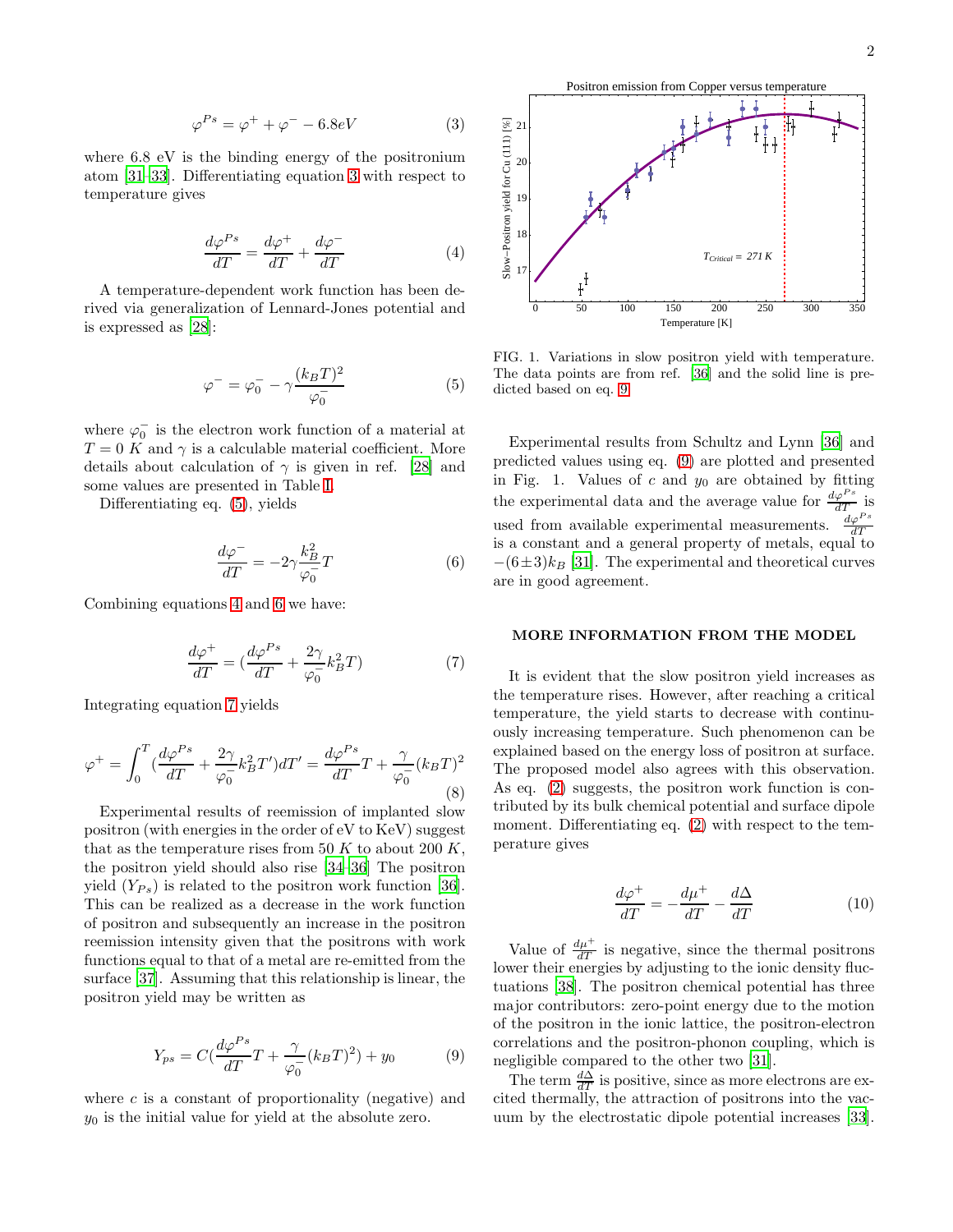$$\varphi^{Ps} = \varphi^{+} + \varphi^{-} - 6.8eV \tag{3}$$

where 6.8 eV is the binding energy of the positronium atom [31–33]. Differentiating equation 3 with respect to temperature gives

$$\frac{d\varphi^{Ps}}{dT} = \frac{d\varphi^{+}}{dT} + \frac{d\varphi^{-}}{dT} \tag{4}$$

A temperature-dependent work function has been derived via generalization of Lennard-Jones potential and is expressed as [28]:

$$\varphi^{-} = \varphi_0^{-} - \gamma\frac{(k_BT)^2}{\varphi_0^{-}} \tag{5}$$

where $\varphi_0^{-}$ is the electron work function of a material at $T = 0\ K$ and $\gamma$ is a calculable material coefficient. More details about calculation of $\gamma$ is given in ref. [28] and some values are presented in Table I.

Differentiating eq. (5), yields

$$\frac{d\varphi^{-}}{dT} = -2\gamma\frac{k_B^2}{\varphi_0^{-}}T \tag{6}$$

Combining equations 4 and 6 we have:

$$\frac{d\varphi^{+}}{dT} = \left(\frac{d\varphi^{Ps}}{dT} + \frac{2\gamma}{\varphi_0^{-}}k_B^2T\right) \tag{7}$$

Integrating equation 7 yields

$$\varphi^{+} = \int_0^T \left(\frac{d\varphi^{Ps}}{dT} + \frac{2\gamma}{\varphi_0^{-}}k_B^2T'\right)dT' = \frac{d\varphi^{Ps}}{dT}T + \frac{\gamma}{\varphi_0^{-}}(k_BT)^2 \tag{8}$$

Experimental results of reemission of implanted slow positron (with energies in the order of eV to KeV) suggest that as the temperature rises from 50 $K$ to about 200 $K$, the positron yield should also rise [34–36] The positron yield ($Y_{Ps}$) is related to the positron work function [36]. This can be realized as a decrease in the work function of positron and subsequently an increase in the positron reemission intensity given that the positrons with work functions equal to that of a metal are re-emitted from the surface [37]. Assuming that this relationship is linear, the positron yield may be written as

$$Y_{ps} = C\left(\frac{d\varphi^{Ps}}{dT}T + \frac{\gamma}{\varphi_0^{-}}(k_BT)^2\right) + y_0 \tag{9}$$

where $c$ is a constant of proportionality (negative) and $y_0$ is the initial value for yield at the absolute zero.

FIG. 1. Variations in slow positron yield with temperature. The data points are from ref. [36] and the solid line is predicted based on eq. 9.

Experimental results from Schultz and Lynn [36] and predicted values using eq. (9) are plotted and presented in Fig. 1. Values of $c$ and $y_0$ are obtained by fitting the experimental data and the average value for $\frac{d\varphi^{Ps}}{dT}$ is used from available experimental measurements. $\frac{d\varphi^{Ps}}{dT}$ is a constant and a general property of metals, equal to $-(6\pm3)k_B$ [31]. The experimental and theoretical curves are in good agreement.

## MORE INFORMATION FROM THE MODEL

It is evident that the slow positron yield increases as the temperature rises. However, after reaching a critical temperature, the yield starts to decrease with continuously increasing temperature. Such phenomenon can be explained based on the energy loss of positron at surface. The proposed model also agrees with this observation. As eq. (2) suggests, the positron work function is contributed by its bulk chemical potential and surface dipole moment. Differentiating eq. (2) with respect to the temperature gives

$$\frac{d\varphi^{+}}{dT} = -\frac{d\mu^{+}}{dT} - \frac{d\Delta}{dT} \tag{10}$$

Value of $\frac{d\mu^{+}}{dT}$ is negative, since the thermal positrons lower their energies by adjusting to the ionic density fluctuations [38]. The positron chemical potential has three major contributors: zero-point energy due to the motion of the positron in the ionic lattice, the positron-electron correlations and the positron-phonon coupling, which is negligible compared to the other two [31].

The term $\frac{d\Delta}{dT}$ is positive, since as more electrons are excited thermally, the attraction of positrons into the vacuum by the electrostatic dipole potential increases [33].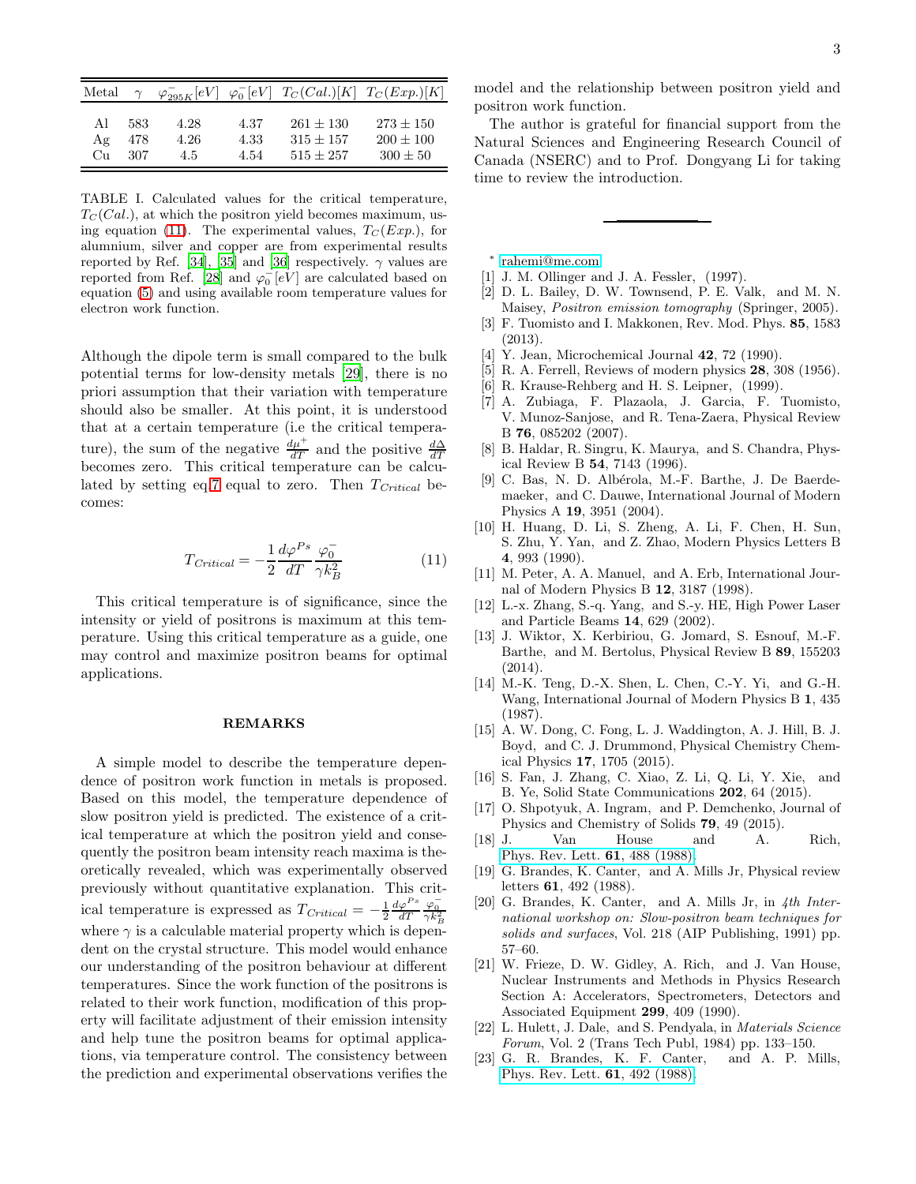| Metal | $\gamma$ | $\varphi^{-}_{295K}[eV]$ | $\varphi^{-}_{0}[eV]$ | $T_C(Cal.)[K]$ | $T_C(Exp.)[K]$ |
|---|---|---|---|---|---|
| Al | 583 | 4.28 | 4.37 | $261 \pm 130$ | $273 \pm 150$ |
| Ag | 478 | 4.26 | 4.33 | $315 \pm 157$ | $200 \pm 100$ |
| Cu | 307 | 4.5 | 4.54 | $515 \pm 257$ | $300 \pm 50$ |

TABLE I. Calculated values for the critical temperature, $T_C(Cal.)$, at which the positron yield becomes maximum, using equation (11). The experimental values, $T_C(Exp.)$, for alumnium, silver and copper are from experimental results reported by Ref. [34], [35] and [36] respectively. $\gamma$ values are reported from Ref. [28] and $\varphi^{-}_{0}[eV]$ are calculated based on equation (5) and using available room temperature values for electron work function.

Although the dipole term is small compared to the bulk potential terms for low-density metals [29], there is no priori assumption that their variation with temperature should also be smaller. At this point, it is understood that at a certain temperature (i.e the critical temperature), the sum of the negative $\frac{d\mu^{+}}{dT}$ and the positive $\frac{d\Delta}{dT}$ becomes zero. This critical temperature can be calculated by setting eq.7 equal to zero. Then $T_{Critical}$ becomes:

$$T_{Critical} = -\frac{1}{2}\frac{d\varphi^{Ps}}{dT}\frac{\varphi^{-}_{0}}{\gamma k_B^2} \tag{11}$$

This critical temperature is of significance, since the intensity or yield of positrons is maximum at this temperature. Using this critical temperature as a guide, one may control and maximize positron beams for optimal applications.

## REMARKS

A simple model to describe the temperature dependence of positron work function in metals is proposed. Based on this model, the temperature dependence of slow positron yield is predicted. The existence of a critical temperature at which the positron yield and consequently the positron beam intensity reach maxima is theoretically revealed, which was experimentally observed previously without quantitative explanation. This critical temperature is expressed as $T_{Critical} = -\frac{1}{2}\frac{d\varphi^{Ps}}{dT}\frac{\varphi^{-}_{0}}{\gamma k_B^2}$ where $\gamma$ is a calculable material property which is dependent on the crystal structure. This model would enhance our understanding of the positron behaviour at different temperatures. Since the work function of the positrons is related to their work function, modification of this property will facilitate adjustment of their emission intensity and help tune the positron beams for optimal applications, via temperature control. The consistency between the prediction and experimental observations verifies the model and the relationship between positron yield and positron work function.

The author is grateful for financial support from the Natural Sciences and Engineering Research Council of Canada (NSERC) and to Prof. Dongyang Li for taking time to review the introduction.

---

* rahemi@me.com

[1] J. M. Ollinger and J. A. Fessler, (1997).

[2] D. L. Bailey, D. W. Townsend, P. E. Valk, and M. N. Maisey, *Positron emission tomography* (Springer, 2005).

[3] F. Tuomisto and I. Makkonen, Rev. Mod. Phys. **85**, 1583 (2013).

[4] Y. Jean, Microchemical Journal **42**, 72 (1990).

[5] R. A. Ferrell, Reviews of modern physics **28**, 308 (1956).

[6] R. Krause-Rehberg and H. S. Leipner, (1999).

[7] A. Zubiaga, F. Plazaola, J. Garcia, F. Tuomisto, V. Munoz-Sanjose, and R. Tena-Zaera, Physical Review B **76**, 085202 (2007).

[8] B. Haldar, R. Singru, K. Maurya, and S. Chandra, Physical Review B **54**, 7143 (1996).

[9] C. Bas, N. D. Albérola, M.-F. Barthe, J. De Baerdemaeker, and C. Dauwe, International Journal of Modern Physics A **19**, 3951 (2004).

[10] H. Huang, D. Li, S. Zheng, A. Li, F. Chen, H. Sun, S. Zhu, Y. Yan, and Z. Zhao, Modern Physics Letters B **4**, 993 (1990).

[11] M. Peter, A. A. Manuel, and A. Erb, International Journal of Modern Physics B **12**, 3187 (1998).

[12] L.-x. Zhang, S.-q. Yang, and S.-y. HE, High Power Laser and Particle Beams **14**, 629 (2002).

[13] J. Wiktor, X. Kerbiriou, G. Jomard, S. Esnouf, M.-F. Barthe, and M. Bertolus, Physical Review B **89**, 155203 (2014).

[14] M.-K. Teng, D.-X. Shen, L. Chen, C.-Y. Yi, and G.-H. Wang, International Journal of Modern Physics B **1**, 435 (1987).

[15] A. W. Dong, C. Fong, L. J. Waddington, A. J. Hill, B. J. Boyd, and C. J. Drummond, Physical Chemistry Chemical Physics **17**, 1705 (2015).

[16] S. Fan, J. Zhang, C. Xiao, Z. Li, Q. Li, Y. Xie, and B. Ye, Solid State Communications **202**, 64 (2015).

[17] O. Shpotyuk, A. Ingram, and P. Demchenko, Journal of Physics and Chemistry of Solids **79**, 49 (2015).

[18] J. Van House and A. Rich, Phys. Rev. Lett. **61**, 488 (1988).

[19] G. Brandes, K. Canter, and A. Mills Jr, Physical review letters **61**, 492 (1988).

[20] G. Brandes, K. Canter, and A. Mills Jr, in *4th International workshop on: Slow-positron beam techniques for solids and surfaces*, Vol. 218 (AIP Publishing, 1991) pp. 57–60.

[21] W. Frieze, D. W. Gidley, A. Rich, and J. Van House, Nuclear Instruments and Methods in Physics Research Section A: Accelerators, Spectrometers, Detectors and Associated Equipment **299**, 409 (1990).

[22] L. Hulett, J. Dale, and S. Pendyala, in *Materials Science Forum*, Vol. 2 (Trans Tech Publ, 1984) pp. 133–150.

[23] G. R. Brandes, K. F. Canter, and A. P. Mills, Phys. Rev. Lett. **61**, 492 (1988).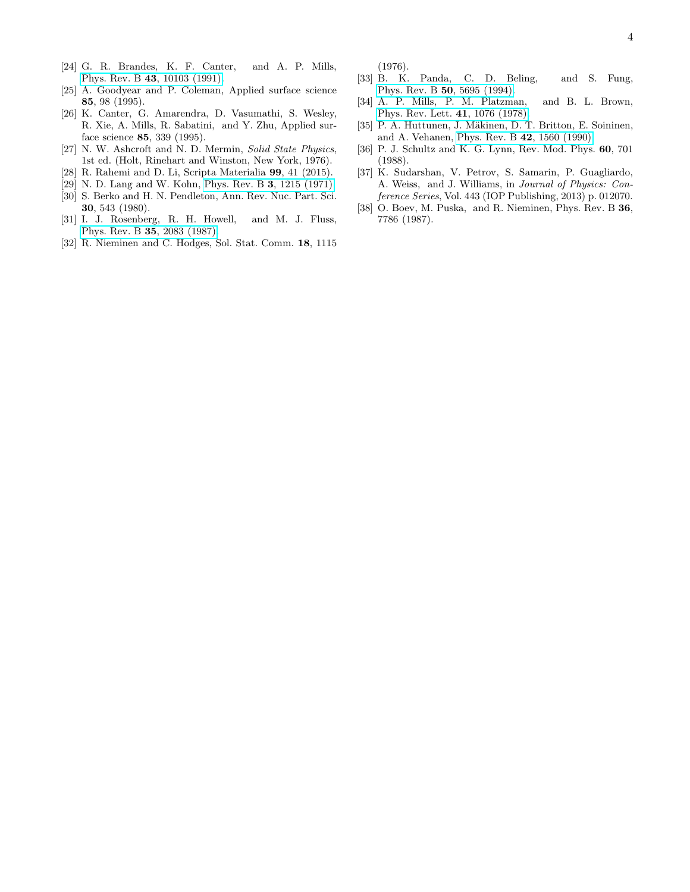[24] G. R. Brandes, K. F. Canter, and A. P. Mills, Phys. Rev. B **43**, 10103 (1991).

[25] A. Goodyear and P. Coleman, Applied surface science **85**, 98 (1995).

[26] K. Canter, G. Amarendra, D. Vasumathi, S. Wesley, R. Xie, A. Mills, R. Sabatini, and Y. Zhu, Applied surface science **85**, 339 (1995).

[27] N. W. Ashcroft and N. D. Mermin, *Solid State Physics*, 1st ed. (Holt, Rinehart and Winston, New York, 1976).

[28] R. Rahemi and D. Li, Scripta Materialia **99**, 41 (2015).

[29] N. D. Lang and W. Kohn, Phys. Rev. B **3**, 1215 (1971).

[30] S. Berko and H. N. Pendleton, Ann. Rev. Nuc. Part. Sci. **30**, 543 (1980).

[31] I. J. Rosenberg, R. H. Howell, and M. J. Fluss, Phys. Rev. B **35**, 2083 (1987).

[32] R. Nieminen and C. Hodges, Sol. Stat. Comm. **18**, 1115 (1976).

[33] B. K. Panda, C. D. Beling, and S. Fung, Phys. Rev. B **50**, 5695 (1994).

[34] A. P. Mills, P. M. Platzman, and B. L. Brown, Phys. Rev. Lett. **41**, 1076 (1978).

[35] P. A. Huttunen, J. Mäkinen, D. T. Britton, E. Soininen, and A. Vehanen, Phys. Rev. B **42**, 1560 (1990).

[36] P. J. Schultz and K. G. Lynn, Rev. Mod. Phys. **60**, 701 (1988).

[37] K. Sudarshan, V. Petrov, S. Samarin, P. Guagliardo, A. Weiss, and J. Williams, in *Journal of Physics: Conference Series*, Vol. 443 (IOP Publishing, 2013) p. 012070.

[38] O. Boev, M. Puska, and R. Nieminen, Phys. Rev. B **36**, 7786 (1987).